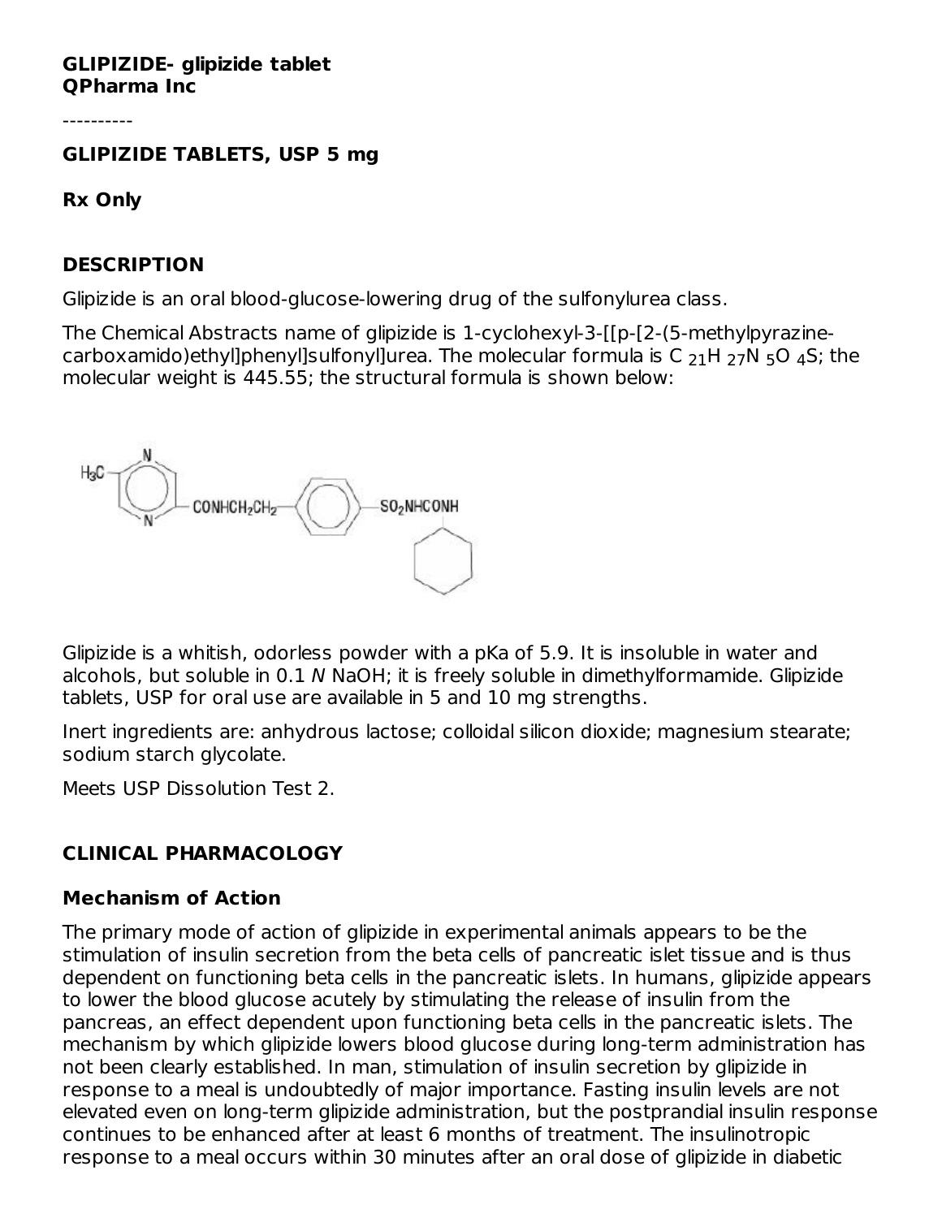**GLIPIZIDE- glipizide tablet**
**QPharma Inc**

----------

**GLIPIZIDE TABLETS, USP 5 mg**

**Rx Only**

## DESCRIPTION

Glipizide is an oral blood-glucose-lowering drug of the sulfonylurea class.

The Chemical Abstracts name of glipizide is 1-cyclohexyl-3-[[p-[2-(5-methylpyrazine-carboxamido)ethyl]phenyl]sulfonyl]urea. The molecular formula is $C_{21}H_{27}N_5O_4S$; the molecular weight is 445.55; the structural formula is shown below:

Glipizide is a whitish, odorless powder with a pKa of 5.9. It is insoluble in water and alcohols, but soluble in 0.1 *N* NaOH; it is freely soluble in dimethylformamide. Glipizide tablets, USP for oral use are available in 5 and 10 mg strengths.

Inert ingredients are: anhydrous lactose; colloidal silicon dioxide; magnesium stearate; sodium starch glycolate.

Meets USP Dissolution Test 2.

## CLINICAL PHARMACOLOGY

### Mechanism of Action

The primary mode of action of glipizide in experimental animals appears to be the stimulation of insulin secretion from the beta cells of pancreatic islet tissue and is thus dependent on functioning beta cells in the pancreatic islets. In humans, glipizide appears to lower the blood glucose acutely by stimulating the release of insulin from the pancreas, an effect dependent upon functioning beta cells in the pancreatic islets. The mechanism by which glipizide lowers blood glucose during long-term administration has not been clearly established. In man, stimulation of insulin secretion by glipizide in response to a meal is undoubtedly of major importance. Fasting insulin levels are not elevated even on long-term glipizide administration, but the postprandial insulin response continues to be enhanced after at least 6 months of treatment. The insulinotropic response to a meal occurs within 30 minutes after an oral dose of glipizide in diabetic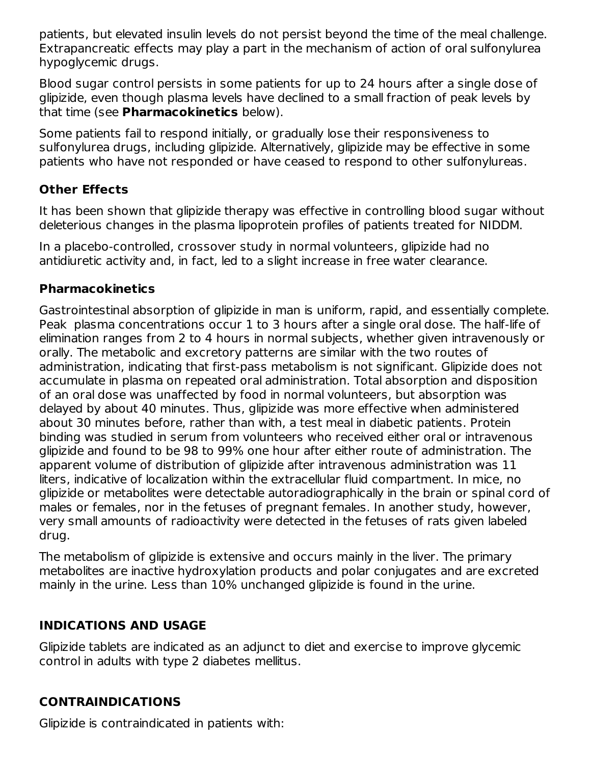patients, but elevated insulin levels do not persist beyond the time of the meal challenge. Extrapancreatic effects may play a part in the mechanism of action of oral sulfonylurea hypoglycemic drugs.

Blood sugar control persists in some patients for up to 24 hours after a single dose of glipizide, even though plasma levels have declined to a small fraction of peak levels by that time (see **Pharmacokinetics** below).

Some patients fail to respond initially, or gradually lose their responsiveness to sulfonylurea drugs, including glipizide. Alternatively, glipizide may be effective in some patients who have not responded or have ceased to respond to other sulfonylureas.

### Other Effects

It has been shown that glipizide therapy was effective in controlling blood sugar without deleterious changes in the plasma lipoprotein profiles of patients treated for NIDDM.

In a placebo-controlled, crossover study in normal volunteers, glipizide had no antidiuretic activity and, in fact, led to a slight increase in free water clearance.

### Pharmacokinetics

Gastrointestinal absorption of glipizide in man is uniform, rapid, and essentially complete. Peak plasma concentrations occur 1 to 3 hours after a single oral dose. The half-life of elimination ranges from 2 to 4 hours in normal subjects, whether given intravenously or orally. The metabolic and excretory patterns are similar with the two routes of administration, indicating that first-pass metabolism is not significant. Glipizide does not accumulate in plasma on repeated oral administration. Total absorption and disposition of an oral dose was unaffected by food in normal volunteers, but absorption was delayed by about 40 minutes. Thus, glipizide was more effective when administered about 30 minutes before, rather than with, a test meal in diabetic patients. Protein binding was studied in serum from volunteers who received either oral or intravenous glipizide and found to be 98 to 99% one hour after either route of administration. The apparent volume of distribution of glipizide after intravenous administration was 11 liters, indicative of localization within the extracellular fluid compartment. In mice, no glipizide or metabolites were detectable autoradiographically in the brain or spinal cord of males or females, nor in the fetuses of pregnant females. In another study, however, very small amounts of radioactivity were detected in the fetuses of rats given labeled drug.

The metabolism of glipizide is extensive and occurs mainly in the liver. The primary metabolites are inactive hydroxylation products and polar conjugates and are excreted mainly in the urine. Less than 10% unchanged glipizide is found in the urine.

## INDICATIONS AND USAGE

Glipizide tablets are indicated as an adjunct to diet and exercise to improve glycemic control in adults with type 2 diabetes mellitus.

## CONTRAINDICATIONS

Glipizide is contraindicated in patients with: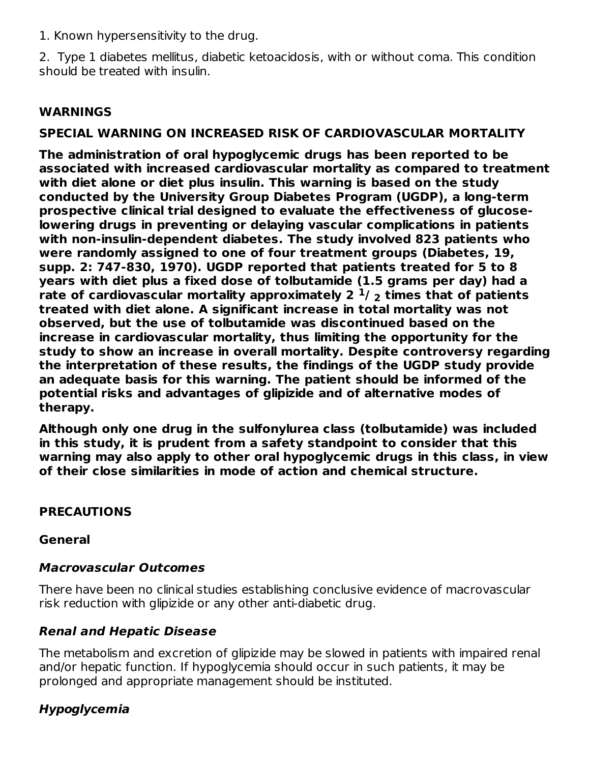1. Known hypersensitivity to the drug.

2. Type 1 diabetes mellitus, diabetic ketoacidosis, with or without coma. This condition should be treated with insulin.

## WARNINGS

### SPECIAL WARNING ON INCREASED RISK OF CARDIOVASCULAR MORTALITY

**The administration of oral hypoglycemic drugs has been reported to be associated with increased cardiovascular mortality as compared to treatment with diet alone or diet plus insulin. This warning is based on the study conducted by the University Group Diabetes Program (UGDP), a long-term prospective clinical trial designed to evaluate the effectiveness of glucose-lowering drugs in preventing or delaying vascular complications in patients with non-insulin-dependent diabetes. The study involved 823 patients who were randomly assigned to one of four treatment groups (Diabetes, 19, supp. 2: 747-830, 1970). UGDP reported that patients treated for 5 to 8 years with diet plus a fixed dose of tolbutamide (1.5 grams per day) had a rate of cardiovascular mortality approximately 2 $^{1}/_{2}$ times that of patients treated with diet alone. A significant increase in total mortality was not observed, but the use of tolbutamide was discontinued based on the increase in cardiovascular mortality, thus limiting the opportunity for the study to show an increase in overall mortality. Despite controversy regarding the interpretation of these results, the findings of the UGDP study provide an adequate basis for this warning. The patient should be informed of the potential risks and advantages of glipizide and of alternative modes of therapy.**

**Although only one drug in the sulfonylurea class (tolbutamide) was included in this study, it is prudent from a safety standpoint to consider that this warning may also apply to other oral hypoglycemic drugs in this class, in view of their close similarities in mode of action and chemical structure.**

## PRECAUTIONS

### General

#### *Macrovascular Outcomes*

There have been no clinical studies establishing conclusive evidence of macrovascular risk reduction with glipizide or any other anti-diabetic drug.

#### *Renal and Hepatic Disease*

The metabolism and excretion of glipizide may be slowed in patients with impaired renal and/or hepatic function. If hypoglycemia should occur in such patients, it may be prolonged and appropriate management should be instituted.

#### *Hypoglycemia*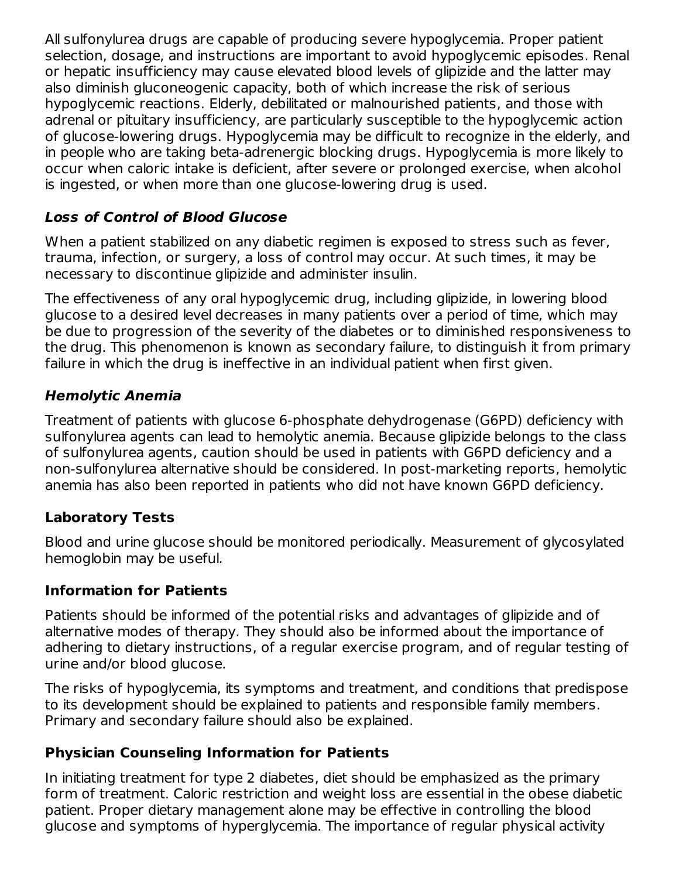All sulfonylurea drugs are capable of producing severe hypoglycemia. Proper patient selection, dosage, and instructions are important to avoid hypoglycemic episodes. Renal or hepatic insufficiency may cause elevated blood levels of glipizide and the latter may also diminish gluconeogenic capacity, both of which increase the risk of serious hypoglycemic reactions. Elderly, debilitated or malnourished patients, and those with adrenal or pituitary insufficiency, are particularly susceptible to the hypoglycemic action of glucose-lowering drugs. Hypoglycemia may be difficult to recognize in the elderly, and in people who are taking beta-adrenergic blocking drugs. Hypoglycemia is more likely to occur when caloric intake is deficient, after severe or prolonged exercise, when alcohol is ingested, or when more than one glucose-lowering drug is used.

### *Loss of Control of Blood Glucose*

When a patient stabilized on any diabetic regimen is exposed to stress such as fever, trauma, infection, or surgery, a loss of control may occur. At such times, it may be necessary to discontinue glipizide and administer insulin.

The effectiveness of any oral hypoglycemic drug, including glipizide, in lowering blood glucose to a desired level decreases in many patients over a period of time, which may be due to progression of the severity of the diabetes or to diminished responsiveness to the drug. This phenomenon is known as secondary failure, to distinguish it from primary failure in which the drug is ineffective in an individual patient when first given.

### *Hemolytic Anemia*

Treatment of patients with glucose 6-phosphate dehydrogenase (G6PD) deficiency with sulfonylurea agents can lead to hemolytic anemia. Because glipizide belongs to the class of sulfonylurea agents, caution should be used in patients with G6PD deficiency and a non-sulfonylurea alternative should be considered. In post-marketing reports, hemolytic anemia has also been reported in patients who did not have known G6PD deficiency.

### Laboratory Tests

Blood and urine glucose should be monitored periodically. Measurement of glycosylated hemoglobin may be useful.

### Information for Patients

Patients should be informed of the potential risks and advantages of glipizide and of alternative modes of therapy. They should also be informed about the importance of adhering to dietary instructions, of a regular exercise program, and of regular testing of urine and/or blood glucose.

The risks of hypoglycemia, its symptoms and treatment, and conditions that predispose to its development should be explained to patients and responsible family members. Primary and secondary failure should also be explained.

### Physician Counseling Information for Patients

In initiating treatment for type 2 diabetes, diet should be emphasized as the primary form of treatment. Caloric restriction and weight loss are essential in the obese diabetic patient. Proper dietary management alone may be effective in controlling the blood glucose and symptoms of hyperglycemia. The importance of regular physical activity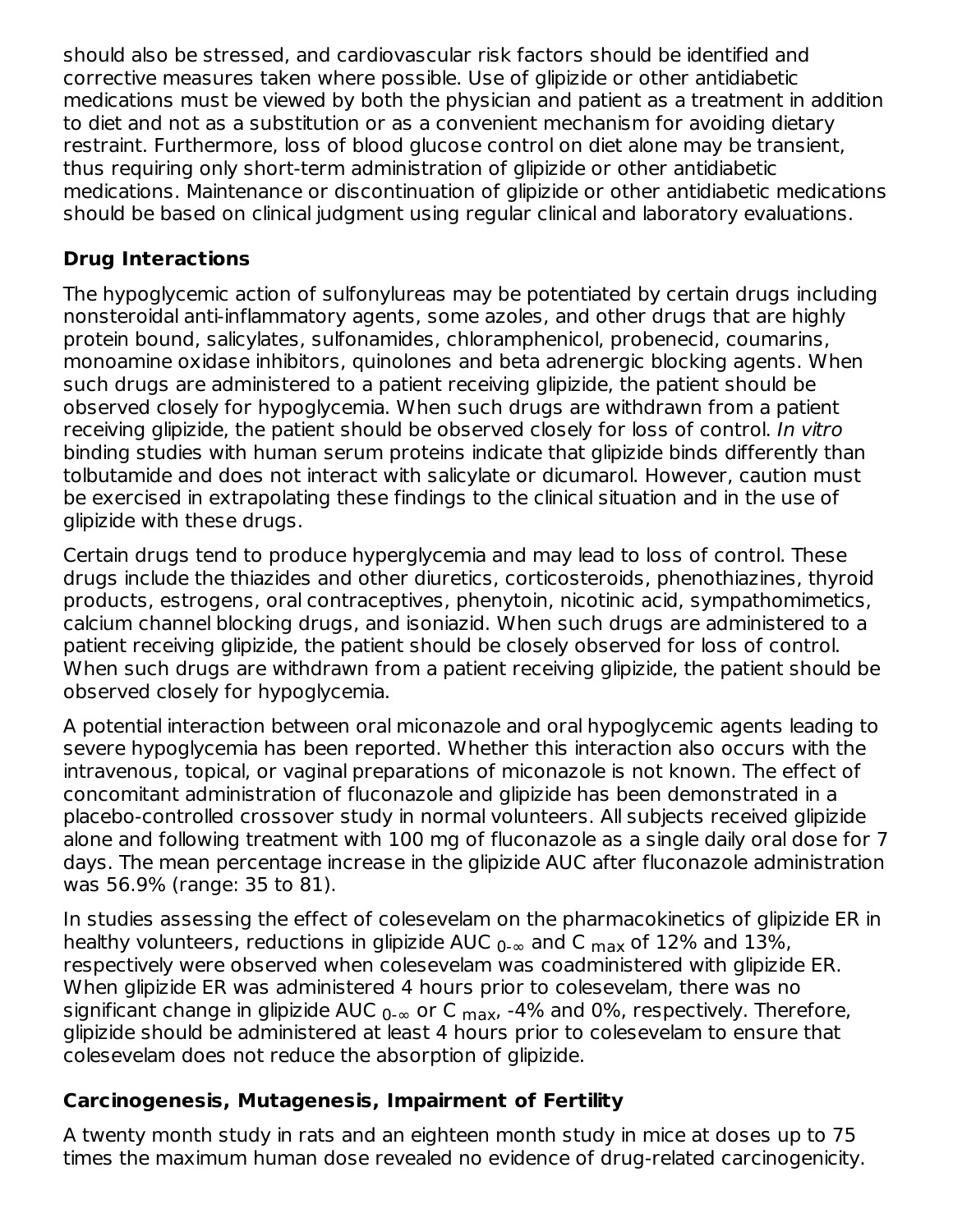should also be stressed, and cardiovascular risk factors should be identified and corrective measures taken where possible. Use of glipizide or other antidiabetic medications must be viewed by both the physician and patient as a treatment in addition to diet and not as a substitution or as a convenient mechanism for avoiding dietary restraint. Furthermore, loss of blood glucose control on diet alone may be transient, thus requiring only short-term administration of glipizide or other antidiabetic medications. Maintenance or discontinuation of glipizide or other antidiabetic medications should be based on clinical judgment using regular clinical and laboratory evaluations.

## Drug Interactions

The hypoglycemic action of sulfonylureas may be potentiated by certain drugs including nonsteroidal anti-inflammatory agents, some azoles, and other drugs that are highly protein bound, salicylates, sulfonamides, chloramphenicol, probenecid, coumarins, monoamine oxidase inhibitors, quinolones and beta adrenergic blocking agents. When such drugs are administered to a patient receiving glipizide, the patient should be observed closely for hypoglycemia. When such drugs are withdrawn from a patient receiving glipizide, the patient should be observed closely for loss of control. *In vitro* binding studies with human serum proteins indicate that glipizide binds differently than tolbutamide and does not interact with salicylate or dicumarol. However, caution must be exercised in extrapolating these findings to the clinical situation and in the use of glipizide with these drugs.

Certain drugs tend to produce hyperglycemia and may lead to loss of control. These drugs include the thiazides and other diuretics, corticosteroids, phenothiazines, thyroid products, estrogens, oral contraceptives, phenytoin, nicotinic acid, sympathomimetics, calcium channel blocking drugs, and isoniazid. When such drugs are administered to a patient receiving glipizide, the patient should be closely observed for loss of control. When such drugs are withdrawn from a patient receiving glipizide, the patient should be observed closely for hypoglycemia.

A potential interaction between oral miconazole and oral hypoglycemic agents leading to severe hypoglycemia has been reported. Whether this interaction also occurs with the intravenous, topical, or vaginal preparations of miconazole is not known. The effect of concomitant administration of fluconazole and glipizide has been demonstrated in a placebo-controlled crossover study in normal volunteers. All subjects received glipizide alone and following treatment with 100 mg of fluconazole as a single daily oral dose for 7 days. The mean percentage increase in the glipizide AUC after fluconazole administration was 56.9% (range: 35 to 81).

In studies assessing the effect of colesevelam on the pharmacokinetics of glipizide ER in healthy volunteers, reductions in glipizide $AUC_{0-\infty}$ and $C_{max}$ of 12% and 13%, respectively were observed when colesevelam was coadministered with glipizide ER. When glipizide ER was administered 4 hours prior to colesevelam, there was no significant change in glipizide $AUC_{0-\infty}$ or $C_{max}$, -4% and 0%, respectively. Therefore, glipizide should be administered at least 4 hours prior to colesevelam to ensure that colesevelam does not reduce the absorption of glipizide.

## Carcinogenesis, Mutagenesis, Impairment of Fertility

A twenty month study in rats and an eighteen month study in mice at doses up to 75 times the maximum human dose revealed no evidence of drug-related carcinogenicity.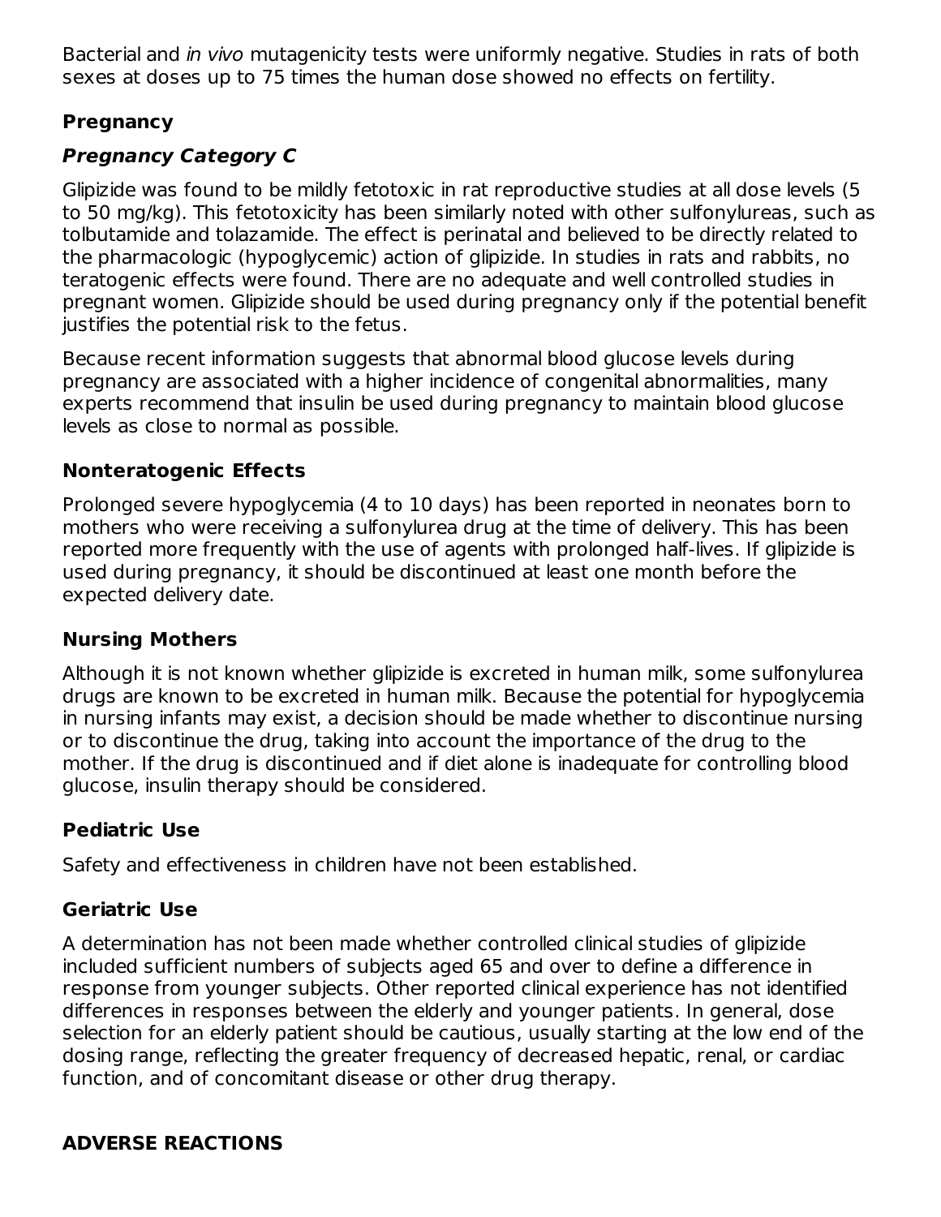Bacterial and *in vivo* mutagenicity tests were uniformly negative. Studies in rats of both sexes at doses up to 75 times the human dose showed no effects on fertility.

## Pregnancy

### *Pregnancy Category C*

Glipizide was found to be mildly fetotoxic in rat reproductive studies at all dose levels (5 to 50 mg/kg). This fetotoxicity has been similarly noted with other sulfonylureas, such as tolbutamide and tolazamide. The effect is perinatal and believed to be directly related to the pharmacologic (hypoglycemic) action of glipizide. In studies in rats and rabbits, no teratogenic effects were found. There are no adequate and well controlled studies in pregnant women. Glipizide should be used during pregnancy only if the potential benefit justifies the potential risk to the fetus.

Because recent information suggests that abnormal blood glucose levels during pregnancy are associated with a higher incidence of congenital abnormalities, many experts recommend that insulin be used during pregnancy to maintain blood glucose levels as close to normal as possible.

## Nonteratogenic Effects

Prolonged severe hypoglycemia (4 to 10 days) has been reported in neonates born to mothers who were receiving a sulfonylurea drug at the time of delivery. This has been reported more frequently with the use of agents with prolonged half-lives. If glipizide is used during pregnancy, it should be discontinued at least one month before the expected delivery date.

## Nursing Mothers

Although it is not known whether glipizide is excreted in human milk, some sulfonylurea drugs are known to be excreted in human milk. Because the potential for hypoglycemia in nursing infants may exist, a decision should be made whether to discontinue nursing or to discontinue the drug, taking into account the importance of the drug to the mother. If the drug is discontinued and if diet alone is inadequate for controlling blood glucose, insulin therapy should be considered.

## Pediatric Use

Safety and effectiveness in children have not been established.

## Geriatric Use

A determination has not been made whether controlled clinical studies of glipizide included sufficient numbers of subjects aged 65 and over to define a difference in response from younger subjects. Other reported clinical experience has not identified differences in responses between the elderly and younger patients. In general, dose selection for an elderly patient should be cautious, usually starting at the low end of the dosing range, reflecting the greater frequency of decreased hepatic, renal, or cardiac function, and of concomitant disease or other drug therapy.

# ADVERSE REACTIONS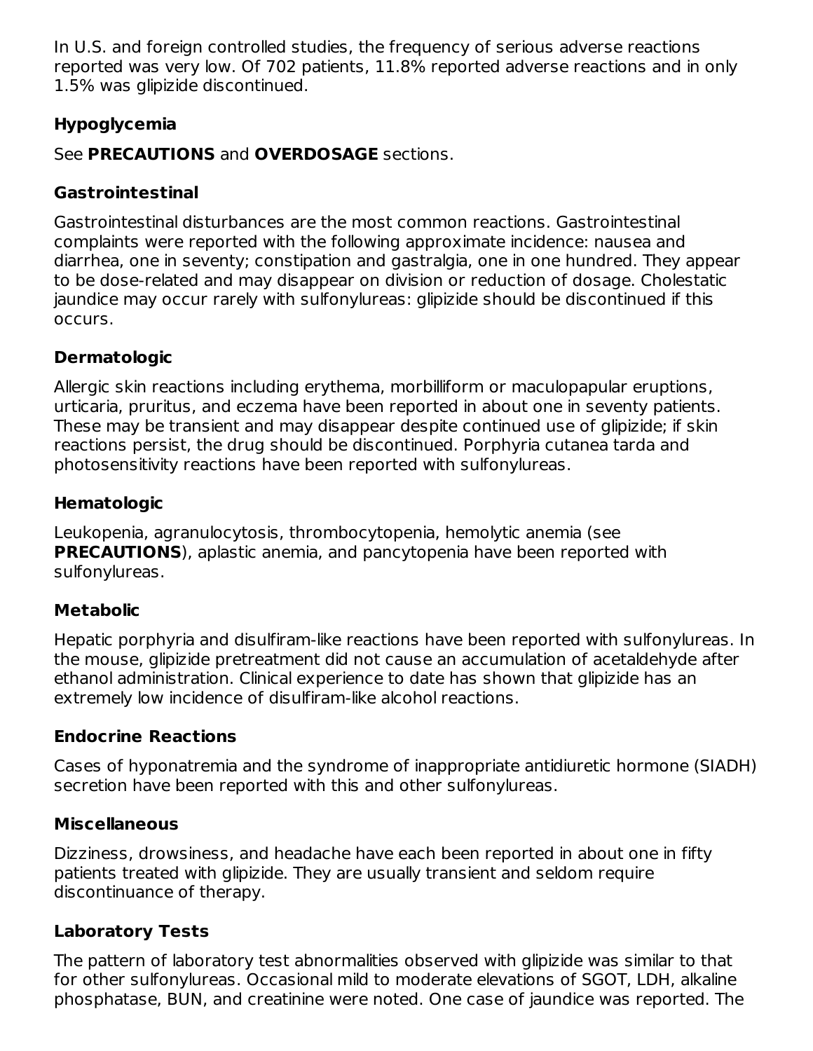In U.S. and foreign controlled studies, the frequency of serious adverse reactions reported was very low. Of 702 patients, 11.8% reported adverse reactions and in only 1.5% was glipizide discontinued.

### Hypoglycemia

See **PRECAUTIONS** and **OVERDOSAGE** sections.

### Gastrointestinal

Gastrointestinal disturbances are the most common reactions. Gastrointestinal complaints were reported with the following approximate incidence: nausea and diarrhea, one in seventy; constipation and gastralgia, one in one hundred. They appear to be dose-related and may disappear on division or reduction of dosage. Cholestatic jaundice may occur rarely with sulfonylureas: glipizide should be discontinued if this occurs.

### Dermatologic

Allergic skin reactions including erythema, morbilliform or maculopapular eruptions, urticaria, pruritus, and eczema have been reported in about one in seventy patients. These may be transient and may disappear despite continued use of glipizide; if skin reactions persist, the drug should be discontinued. Porphyria cutanea tarda and photosensitivity reactions have been reported with sulfonylureas.

### Hematologic

Leukopenia, agranulocytosis, thrombocytopenia, hemolytic anemia (see **PRECAUTIONS**), aplastic anemia, and pancytopenia have been reported with sulfonylureas.

### Metabolic

Hepatic porphyria and disulfiram-like reactions have been reported with sulfonylureas. In the mouse, glipizide pretreatment did not cause an accumulation of acetaldehyde after ethanol administration. Clinical experience to date has shown that glipizide has an extremely low incidence of disulfiram-like alcohol reactions.

### Endocrine Reactions

Cases of hyponatremia and the syndrome of inappropriate antidiuretic hormone (SIADH) secretion have been reported with this and other sulfonylureas.

### Miscellaneous

Dizziness, drowsiness, and headache have each been reported in about one in fifty patients treated with glipizide. They are usually transient and seldom require discontinuance of therapy.

### Laboratory Tests

The pattern of laboratory test abnormalities observed with glipizide was similar to that for other sulfonylureas. Occasional mild to moderate elevations of SGOT, LDH, alkaline phosphatase, BUN, and creatinine were noted. One case of jaundice was reported. The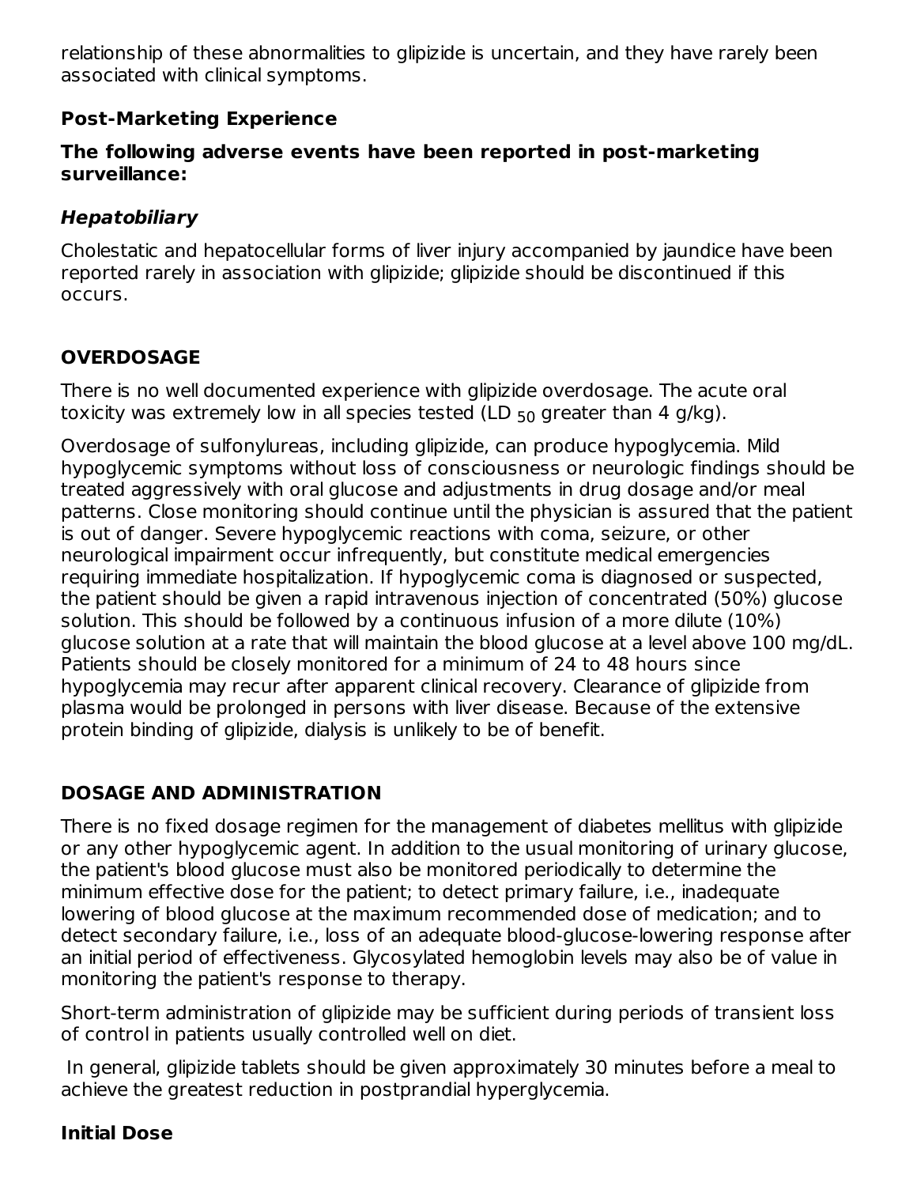relationship of these abnormalities to glipizide is uncertain, and they have rarely been associated with clinical symptoms.

## Post-Marketing Experience

**The following adverse events have been reported in post-marketing surveillance:**

### *Hepatobiliary*

Cholestatic and hepatocellular forms of liver injury accompanied by jaundice have been reported rarely in association with glipizide; glipizide should be discontinued if this occurs.

## OVERDOSAGE

There is no well documented experience with glipizide overdosage. The acute oral toxicity was extremely low in all species tested ($LD_{50}$ greater than 4 g/kg).

Overdosage of sulfonylureas, including glipizide, can produce hypoglycemia. Mild hypoglycemic symptoms without loss of consciousness or neurologic findings should be treated aggressively with oral glucose and adjustments in drug dosage and/or meal patterns. Close monitoring should continue until the physician is assured that the patient is out of danger. Severe hypoglycemic reactions with coma, seizure, or other neurological impairment occur infrequently, but constitute medical emergencies requiring immediate hospitalization. If hypoglycemic coma is diagnosed or suspected, the patient should be given a rapid intravenous injection of concentrated (50%) glucose solution. This should be followed by a continuous infusion of a more dilute (10%) glucose solution at a rate that will maintain the blood glucose at a level above 100 mg/dL. Patients should be closely monitored for a minimum of 24 to 48 hours since hypoglycemia may recur after apparent clinical recovery. Clearance of glipizide from plasma would be prolonged in persons with liver disease. Because of the extensive protein binding of glipizide, dialysis is unlikely to be of benefit.

## DOSAGE AND ADMINISTRATION

There is no fixed dosage regimen for the management of diabetes mellitus with glipizide or any other hypoglycemic agent. In addition to the usual monitoring of urinary glucose, the patient's blood glucose must also be monitored periodically to determine the minimum effective dose for the patient; to detect primary failure, i.e., inadequate lowering of blood glucose at the maximum recommended dose of medication; and to detect secondary failure, i.e., loss of an adequate blood-glucose-lowering response after an initial period of effectiveness. Glycosylated hemoglobin levels may also be of value in monitoring the patient's response to therapy.

Short-term administration of glipizide may be sufficient during periods of transient loss of control in patients usually controlled well on diet.

In general, glipizide tablets should be given approximately 30 minutes before a meal to achieve the greatest reduction in postprandial hyperglycemia.

### Initial Dose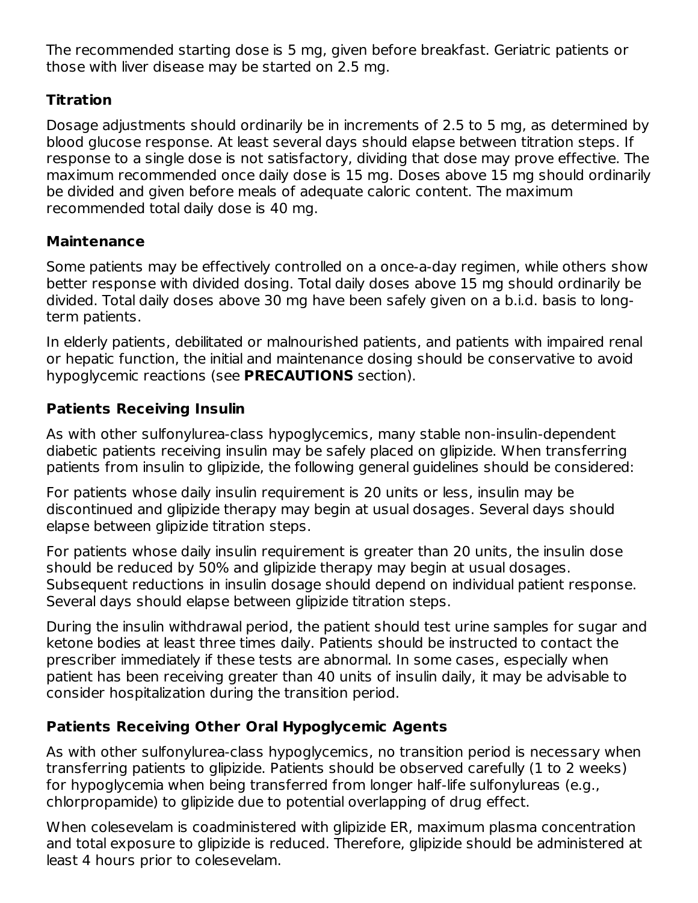The recommended starting dose is 5 mg, given before breakfast. Geriatric patients or those with liver disease may be started on 2.5 mg.

**Titration**

Dosage adjustments should ordinarily be in increments of 2.5 to 5 mg, as determined by blood glucose response. At least several days should elapse between titration steps. If response to a single dose is not satisfactory, dividing that dose may prove effective. The maximum recommended once daily dose is 15 mg. Doses above 15 mg should ordinarily be divided and given before meals of adequate caloric content. The maximum recommended total daily dose is 40 mg.

**Maintenance**

Some patients may be effectively controlled on a once-a-day regimen, while others show better response with divided dosing. Total daily doses above 15 mg should ordinarily be divided. Total daily doses above 30 mg have been safely given on a b.i.d. basis to long-term patients.

In elderly patients, debilitated or malnourished patients, and patients with impaired renal or hepatic function, the initial and maintenance dosing should be conservative to avoid hypoglycemic reactions (see **PRECAUTIONS** section).

**Patients Receiving Insulin**

As with other sulfonylurea-class hypoglycemics, many stable non-insulin-dependent diabetic patients receiving insulin may be safely placed on glipizide. When transferring patients from insulin to glipizide, the following general guidelines should be considered:

For patients whose daily insulin requirement is 20 units or less, insulin may be discontinued and glipizide therapy may begin at usual dosages. Several days should elapse between glipizide titration steps.

For patients whose daily insulin requirement is greater than 20 units, the insulin dose should be reduced by 50% and glipizide therapy may begin at usual dosages. Subsequent reductions in insulin dosage should depend on individual patient response. Several days should elapse between glipizide titration steps.

During the insulin withdrawal period, the patient should test urine samples for sugar and ketone bodies at least three times daily. Patients should be instructed to contact the prescriber immediately if these tests are abnormal. In some cases, especially when patient has been receiving greater than 40 units of insulin daily, it may be advisable to consider hospitalization during the transition period.

**Patients Receiving Other Oral Hypoglycemic Agents**

As with other sulfonylurea-class hypoglycemics, no transition period is necessary when transferring patients to glipizide. Patients should be observed carefully (1 to 2 weeks) for hypoglycemia when being transferred from longer half-life sulfonylureas (e.g., chlorpropamide) to glipizide due to potential overlapping of drug effect.

When colesevelam is coadministered with glipizide ER, maximum plasma concentration and total exposure to glipizide is reduced. Therefore, glipizide should be administered at least 4 hours prior to colesevelam.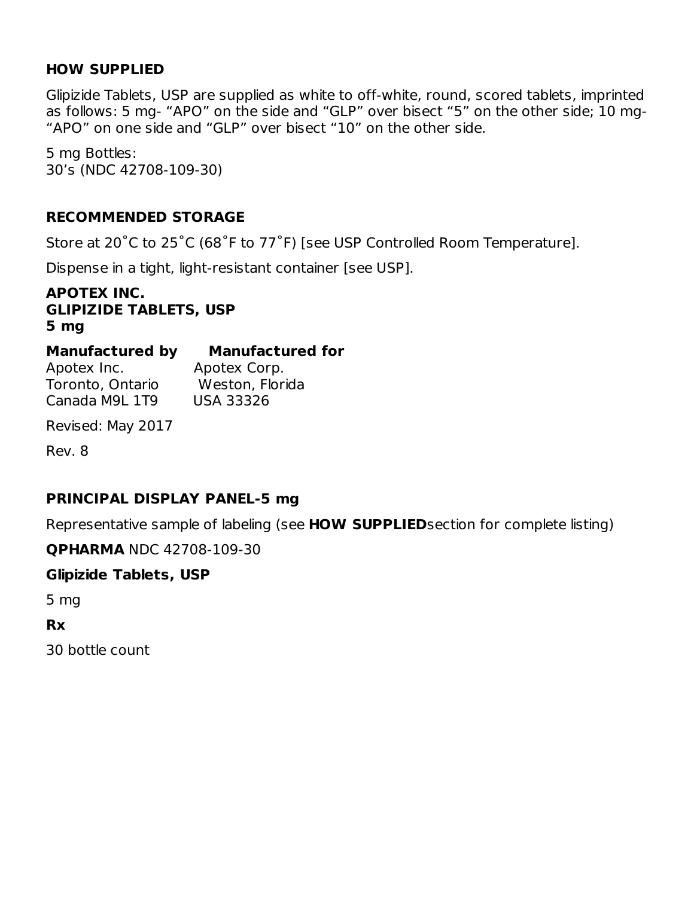## HOW SUPPLIED

Glipizide Tablets, USP are supplied as white to off-white, round, scored tablets, imprinted as follows: 5 mg- “APO” on the side and “GLP” over bisect “5” on the other side; 10 mg- “APO” on one side and “GLP” over bisect “10” on the other side.

5 mg Bottles:
30’s (NDC 42708-109-30)

## RECOMMENDED STORAGE

Store at 20˚C to 25˚C (68˚F to 77˚F) [see USP Controlled Room Temperature].

Dispense in a tight, light-resistant container [see USP].

**APOTEX INC.**
**GLIPIZIDE TABLETS, USP**
**5 mg**

| **Manufactured by** | **Manufactured for** |
| --- | --- |
| Apotex Inc. | Apotex Corp. |
| Toronto, Ontario | Weston, Florida |
| Canada M9L 1T9 | USA 33326 |

Revised: May 2017

Rev. 8

## PRINCIPAL DISPLAY PANEL-5 mg

Representative sample of labeling (see **HOW SUPPLIED** section for complete listing)

**QPHARMA** NDC 42708-109-30

**Glipizide Tablets, USP**

5 mg

**Rx**

30 bottle count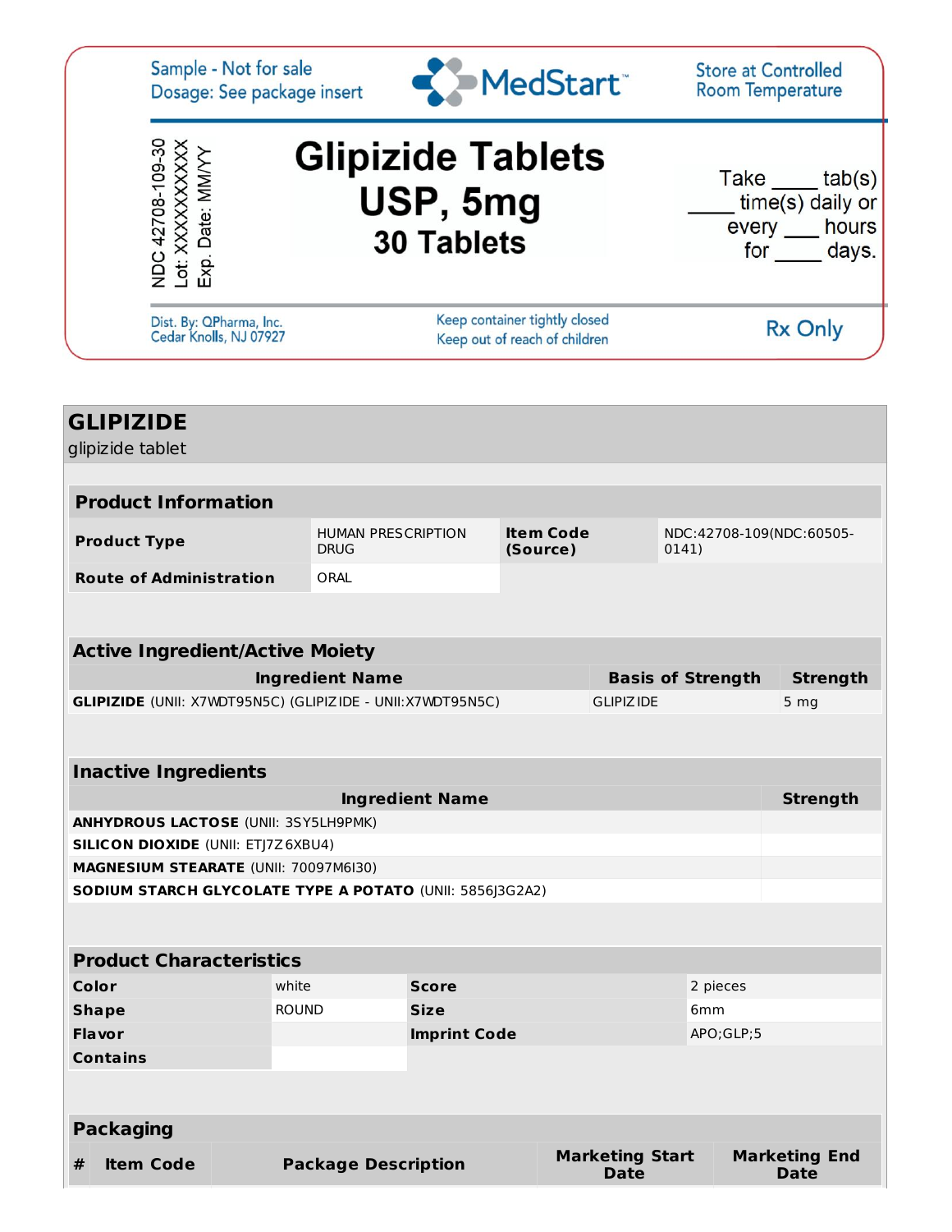Sample - Not for sale
Dosage: See package insert

MedStart™

Store at Controlled Room Temperature

NDC 42708-109-30
Lot: XXXXXXXXXX
Exp. Date: MM/YY

# Glipizide Tablets USP, 5mg

**30 Tablets**

Take ____ tab(s) ____ time(s) daily or every ___ hours for ____ days.

Dist. By: QPharma, Inc.
Cedar Knolls, NJ 07927

Keep container tightly closed
Keep out of reach of children

Rx Only

## GLIPIZIDE

glipizide tablet

| Product Information | | | |
|---|---|---|---|
| **Product Type** | HUMAN PRESCRIPTION DRUG | **Item Code (Source)** | NDC:42708-109(NDC:60505-0141) |
| **Route of Administration** | ORAL | | |

| Active Ingredient/Active Moiety | | |
|---|---|---|
| **Ingredient Name** | **Basis of Strength** | **Strength** |
| **GLIPIZIDE** (UNII: X7WDT95N5C) (GLIPIZIDE - UNII:X7WDT95N5C) | GLIPIZIDE | 5 mg |

| Inactive Ingredients | |
|---|---|
| **Ingredient Name** | **Strength** |
| **ANHYDROUS LACTOSE** (UNII: 3SY5LH9PMK) | |
| **SILICON DIOXIDE** (UNII: ETJ7Z6XBU4) | |
| **MAGNESIUM STEARATE** (UNII: 70097M6I30) | |
| **SODIUM STARCH GLYCOLATE TYPE A POTATO** (UNII: 5856J3G2A2) | |

| Product Characteristics | | | |
|---|---|---|---|
| **Color** | white | **Score** | 2 pieces |
| **Shape** | ROUND | **Size** | 6mm |
| **Flavor** | | **Imprint Code** | APO;GLP;5 |
| **Contains** | | | |

| Packaging | | | | |
|---|---|---|---|---|
| **#** | **Item Code** | **Package Description** | **Marketing Start Date** | **Marketing End Date** |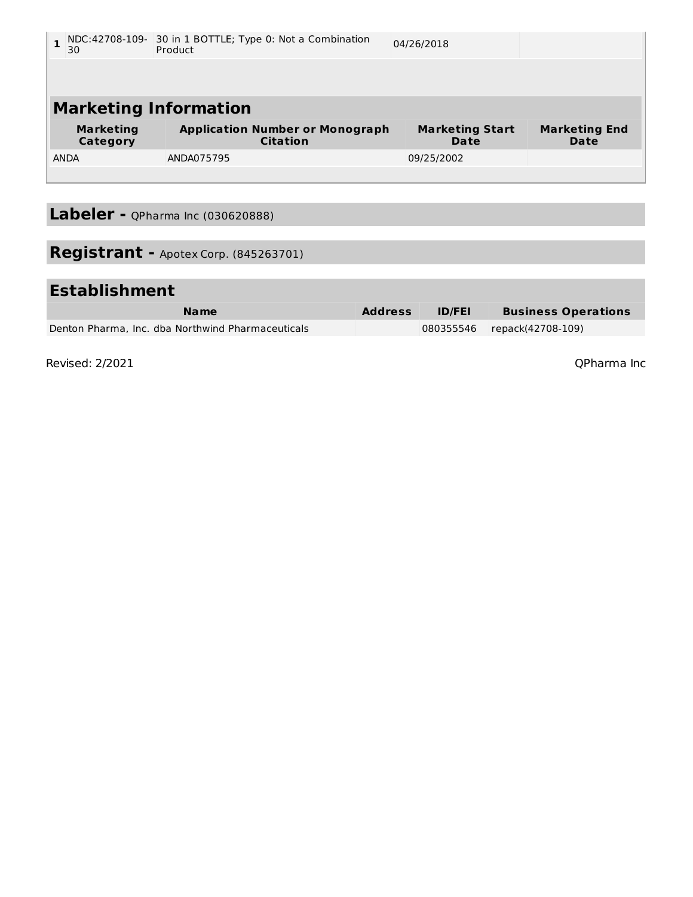| # | Item Code | Package Description | Marketing Start Date | Marketing End Date |
|---|---|---|---|---|
| 1 | NDC:42708-109-30 | 30 in 1 BOTTLE; Type 0: Not a Combination Product | 04/26/2018 | |

## Marketing Information

| Marketing Category | Application Number or Monograph Citation | Marketing Start Date | Marketing End Date |
|---|---|---|---|
| ANDA | ANDA075795 | 09/25/2002 | |

## Labeler - QPharma Inc (030620888)

## Registrant - Apotex Corp. (845263701)

## Establishment

| Name | Address | ID/FEI | Business Operations |
|---|---|---|---|
| Denton Pharma, Inc. dba Northwind Pharmaceuticals | | 080355546 | repack(42708-109) |

Revised: 2/2021

QPharma Inc